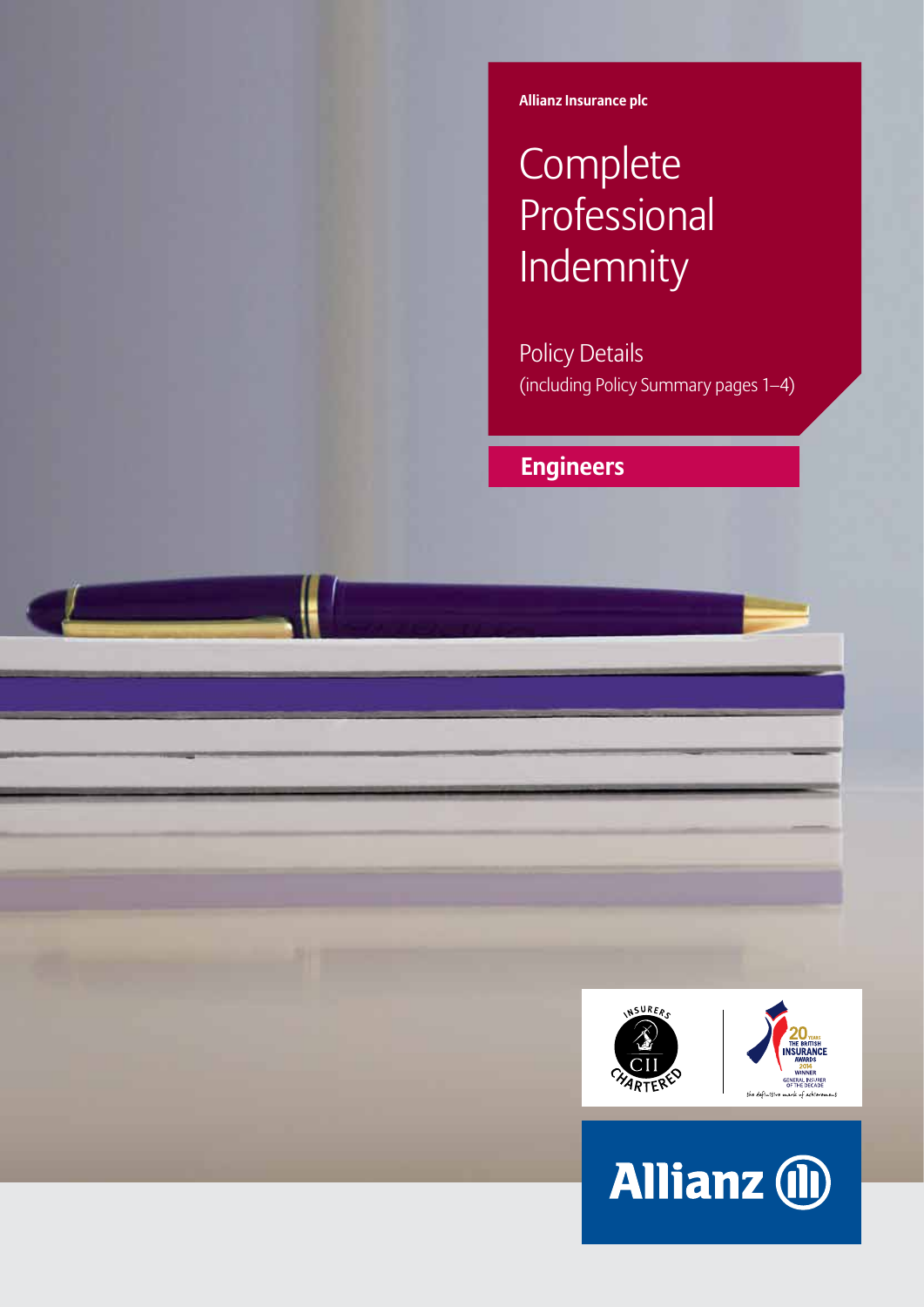Allianz Insurance plc

# Complete Professional Indemnity

Policy Details
(including Policy Summary pages 1–4)

## Engineers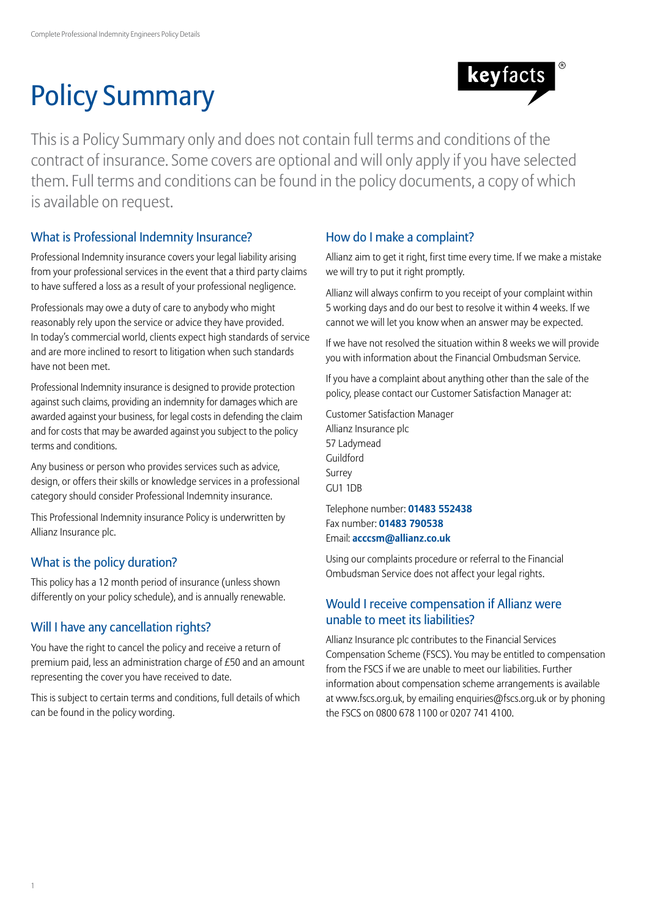# Policy Summary

keyfacts®

This is a Policy Summary only and does not contain full terms and conditions of the contract of insurance. Some covers are optional and will only apply if you have selected them. Full terms and conditions can be found in the policy documents, a copy of which is available on request.

## What is Professional Indemnity Insurance?

Professional Indemnity insurance covers your legal liability arising from your professional services in the event that a third party claims to have suffered a loss as a result of your professional negligence.

Professionals may owe a duty of care to anybody who might reasonably rely upon the service or advice they have provided. In today's commercial world, clients expect high standards of service and are more inclined to resort to litigation when such standards have not been met.

Professional Indemnity insurance is designed to provide protection against such claims, providing an indemnity for damages which are awarded against your business, for legal costs in defending the claim and for costs that may be awarded against you subject to the policy terms and conditions.

Any business or person who provides services such as advice, design, or offers their skills or knowledge services in a professional category should consider Professional Indemnity insurance.

This Professional Indemnity insurance Policy is underwritten by Allianz Insurance plc.

## What is the policy duration?

This policy has a 12 month period of insurance (unless shown differently on your policy schedule), and is annually renewable.

## Will I have any cancellation rights?

You have the right to cancel the policy and receive a return of premium paid, less an administration charge of £50 and an amount representing the cover you have received to date.

This is subject to certain terms and conditions, full details of which can be found in the policy wording.

## How do I make a complaint?

Allianz aim to get it right, first time every time. If we make a mistake we will try to put it right promptly.

Allianz will always confirm to you receipt of your complaint within 5 working days and do our best to resolve it within 4 weeks. If we cannot we will let you know when an answer may be expected.

If we have not resolved the situation within 8 weeks we will provide you with information about the Financial Ombudsman Service.

If you have a complaint about anything other than the sale of the policy, please contact our Customer Satisfaction Manager at:

Customer Satisfaction Manager
Allianz Insurance plc
57 Ladymead
Guildford
Surrey
GU1 1DB

Telephone number: **01483 552438**
Fax number: **01483 790538**
Email: **acccsm@allianz.co.uk**

Using our complaints procedure or referral to the Financial Ombudsman Service does not affect your legal rights.

## Would I receive compensation if Allianz were unable to meet its liabilities?

Allianz Insurance plc contributes to the Financial Services Compensation Scheme (FSCS). You may be entitled to compensation from the FSCS if we are unable to meet our liabilities. Further information about compensation scheme arrangements is available at www.fscs.org.uk, by emailing enquiries@fscs.org.uk or by phoning the FSCS on 0800 678 1100 or 0207 741 4100.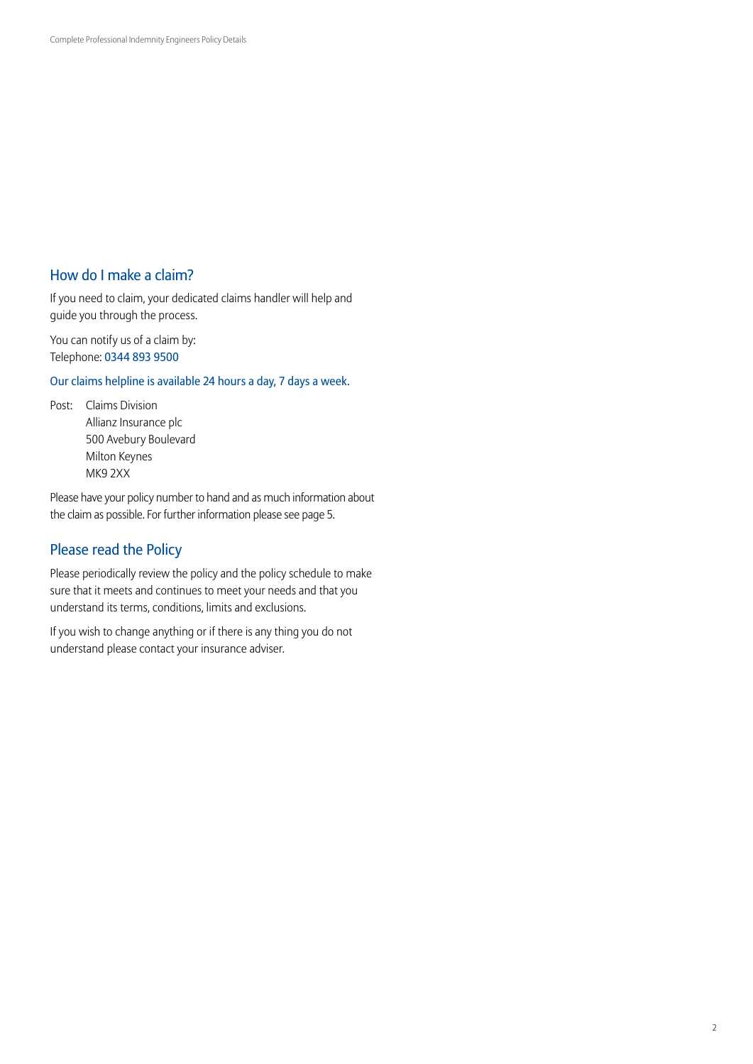## How do I make a claim?

If you need to claim, your dedicated claims handler will help and guide you through the process.

You can notify us of a claim by:
Telephone: 0344 893 9500

Our claims helpline is available 24 hours a day, 7 days a week.

Post: Claims Division
Allianz Insurance plc
500 Avebury Boulevard
Milton Keynes
MK9 2XX

Please have your policy number to hand and as much information about the claim as possible. For further information please see page 5.

## Please read the Policy

Please periodically review the policy and the policy schedule to make sure that it meets and continues to meet your needs and that you understand its terms, conditions, limits and exclusions.

If you wish to change anything or if there is any thing you do not understand please contact your insurance adviser.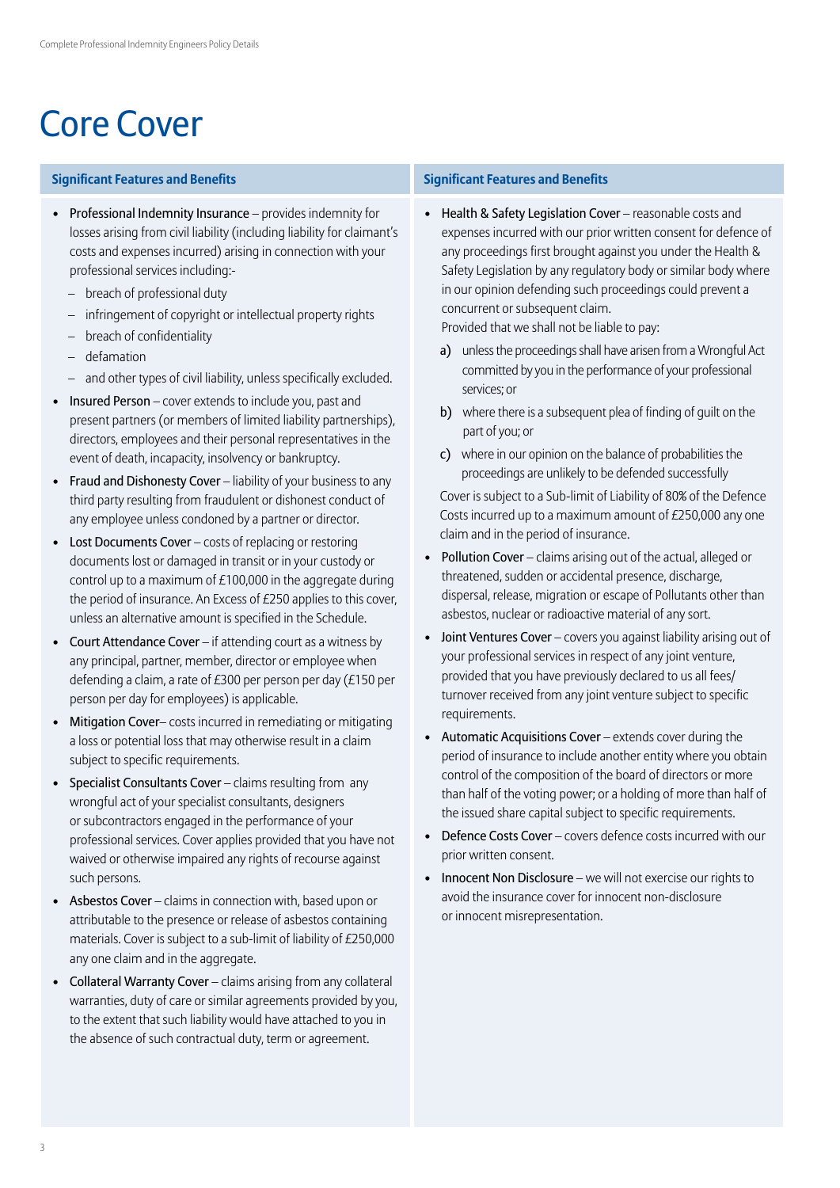# Core Cover

### Significant Features and Benefits

- **Professional Indemnity Insurance** – provides indemnity for losses arising from civil liability (including liability for claimant's costs and expenses incurred) arising in connection with your professional services including:-
  - breach of professional duty
  - infringement of copyright or intellectual property rights
  - breach of confidentiality
  - defamation
  - and other types of civil liability, unless specifically excluded.
- **Insured Person** – cover extends to include you, past and present partners (or members of limited liability partnerships), directors, employees and their personal representatives in the event of death, incapacity, insolvency or bankruptcy.
- **Fraud and Dishonesty Cover** – liability of your business to any third party resulting from fraudulent or dishonest conduct of any employee unless condoned by a partner or director.
- **Lost Documents Cover** – costs of replacing or restoring documents lost or damaged in transit or in your custody or control up to a maximum of £100,000 in the aggregate during the period of insurance. An Excess of £250 applies to this cover, unless an alternative amount is specified in the Schedule.
- **Court Attendance Cover** – if attending court as a witness by any principal, partner, member, director or employee when defending a claim, a rate of £300 per person per day (£150 per person per day for employees) is applicable.
- **Mitigation Cover**– costs incurred in remediating or mitigating a loss or potential loss that may otherwise result in a claim subject to specific requirements.
- **Specialist Consultants Cover** – claims resulting from any wrongful act of your specialist consultants, designers or subcontractors engaged in the performance of your professional services. Cover applies provided that you have not waived or otherwise impaired any rights of recourse against such persons.
- **Asbestos Cover** – claims in connection with, based upon or attributable to the presence or release of asbestos containing materials. Cover is subject to a sub-limit of liability of £250,000 any one claim and in the aggregate.
- **Collateral Warranty Cover** – claims arising from any collateral warranties, duty of care or similar agreements provided by you, to the extent that such liability would have attached to you in the absence of such contractual duty, term or agreement.

### Significant Features and Benefits

- **Health & Safety Legislation Cover** – reasonable costs and expenses incurred with our prior written consent for defence of any proceedings first brought against you under the Health & Safety Legislation by any regulatory body or similar body where in our opinion defending such proceedings could prevent a concurrent or subsequent claim.
  Provided that we shall not be liable to pay:
  a) unless the proceedings shall have arisen from a Wrongful Act committed by you in the performance of your professional services; or
  b) where there is a subsequent plea of finding of guilt on the part of you; or
  c) where in our opinion on the balance of probabilities the proceedings are unlikely to be defended successfully

  Cover is subject to a Sub-limit of Liability of 80% of the Defence Costs incurred up to a maximum amount of £250,000 any one claim and in the period of insurance.
- **Pollution Cover** – claims arising out of the actual, alleged or threatened, sudden or accidental presence, discharge, dispersal, release, migration or escape of Pollutants other than asbestos, nuclear or radioactive material of any sort.
- **Joint Ventures Cover** – covers you against liability arising out of your professional services in respect of any joint venture, provided that you have previously declared to us all fees/turnover received from any joint venture subject to specific requirements.
- **Automatic Acquisitions Cover** – extends cover during the period of insurance to include another entity where you obtain control of the composition of the board of directors or more than half of the voting power; or a holding of more than half of the issued share capital subject to specific requirements.
- **Defence Costs Cover** – covers defence costs incurred with our prior written consent.
- **Innocent Non Disclosure** – we will not exercise our rights to avoid the insurance cover for innocent non-disclosure or innocent misrepresentation.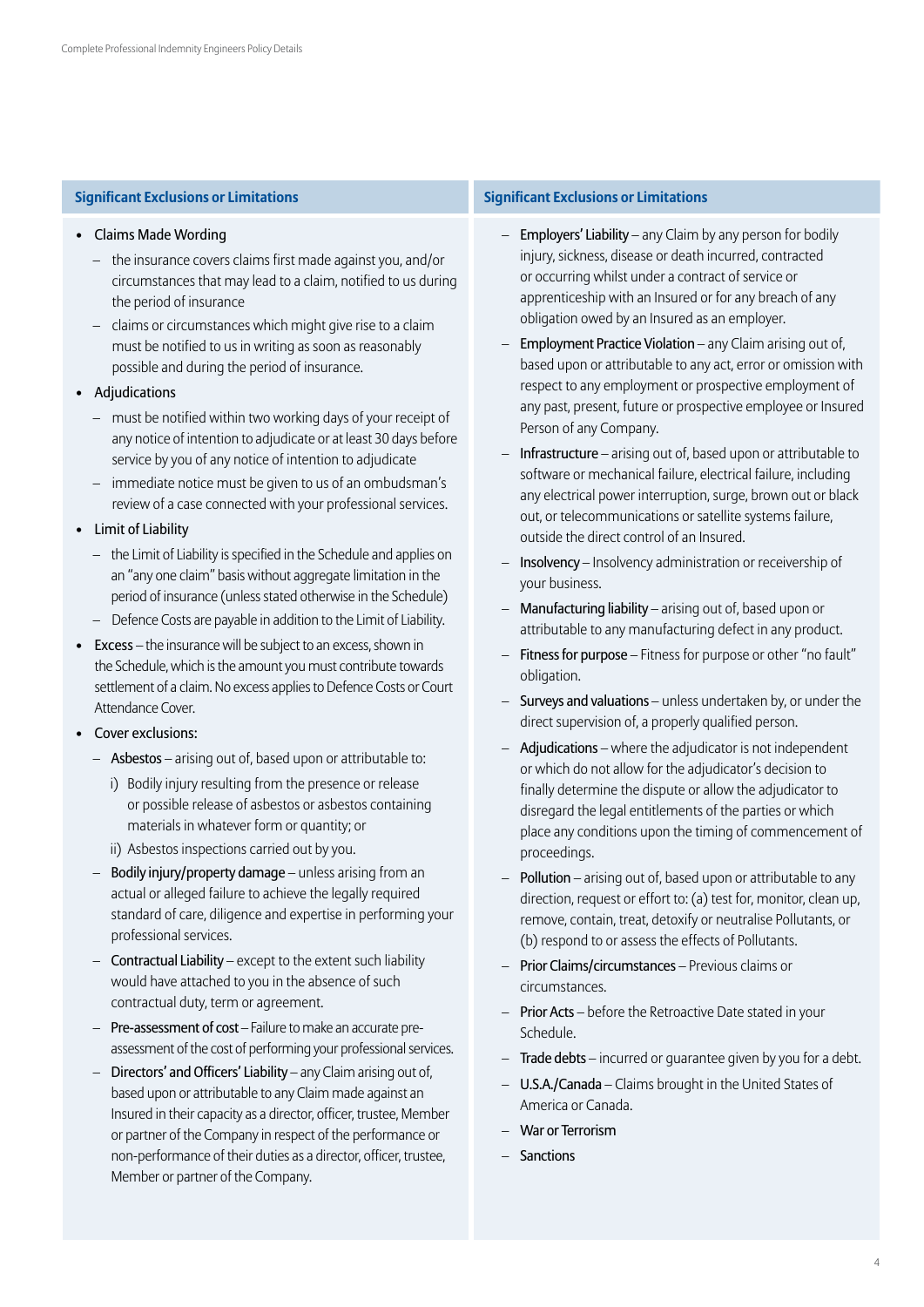## Significant Exclusions or Limitations

- Claims Made Wording
  - the insurance covers claims first made against you, and/or circumstances that may lead to a claim, notified to us during the period of insurance
  - claims or circumstances which might give rise to a claim must be notified to us in writing as soon as reasonably possible and during the period of insurance.
- Adjudications
  - must be notified within two working days of your receipt of any notice of intention to adjudicate or at least 30 days before service by you of any notice of intention to adjudicate
  - immediate notice must be given to us of an ombudsman's review of a case connected with your professional services.
- Limit of Liability
  - the Limit of Liability is specified in the Schedule and applies on an "any one claim" basis without aggregate limitation in the period of insurance (unless stated otherwise in the Schedule)
  - Defence Costs are payable in addition to the Limit of Liability.
- Excess – the insurance will be subject to an excess, shown in the Schedule, which is the amount you must contribute towards settlement of a claim. No excess applies to Defence Costs or Court Attendance Cover.
- Cover exclusions:
  - Asbestos – arising out of, based upon or attributable to:
    - i) Bodily injury resulting from the presence or release or possible release of asbestos or asbestos containing materials in whatever form or quantity; or
    - ii) Asbestos inspections carried out by you.
  - Bodily injury/property damage – unless arising from an actual or alleged failure to achieve the legally required standard of care, diligence and expertise in performing your professional services.
  - Contractual Liability – except to the extent such liability would have attached to you in the absence of such contractual duty, term or agreement.
  - Pre-assessment of cost – Failure to make an accurate pre-assessment of the cost of performing your professional services.
  - Directors' and Officers' Liability – any Claim arising out of, based upon or attributable to any Claim made against an Insured in their capacity as a director, officer, trustee, Member or partner of the Company in respect of the performance or non-performance of their duties as a director, officer, trustee, Member or partner of the Company.
  - Employers' Liability – any Claim by any person for bodily injury, sickness, disease or death incurred, contracted or occurring whilst under a contract of service or apprenticeship with an Insured or for any breach of any obligation owed by an Insured as an employer.
  - Employment Practice Violation – any Claim arising out of, based upon or attributable to any act, error or omission with respect to any employment or prospective employment of any past, present, future or prospective employee or Insured Person of any Company.
  - Infrastructure – arising out of, based upon or attributable to software or mechanical failure, electrical failure, including any electrical power interruption, surge, brown out or black out, or telecommunications or satellite systems failure, outside the direct control of an Insured.
  - Insolvency – Insolvency administration or receivership of your business.
  - Manufacturing liability – arising out of, based upon or attributable to any manufacturing defect in any product.
  - Fitness for purpose – Fitness for purpose or other "no fault" obligation.
  - Surveys and valuations – unless undertaken by, or under the direct supervision of, a properly qualified person.
  - Adjudications – where the adjudicator is not independent or which do not allow for the adjudicator's decision to finally determine the dispute or allow the adjudicator to disregard the legal entitlements of the parties or which place any conditions upon the timing of commencement of proceedings.
  - Pollution – arising out of, based upon or attributable to any direction, request or effort to: (a) test for, monitor, clean up, remove, contain, treat, detoxify or neutralise Pollutants, or (b) respond to or assess the effects of Pollutants.
  - Prior Claims/circumstances – Previous claims or circumstances.
  - Prior Acts – before the Retroactive Date stated in your Schedule.
  - Trade debts – incurred or guarantee given by you for a debt.
  - U.S.A./Canada – Claims brought in the United States of America or Canada.
  - War or Terrorism
  - Sanctions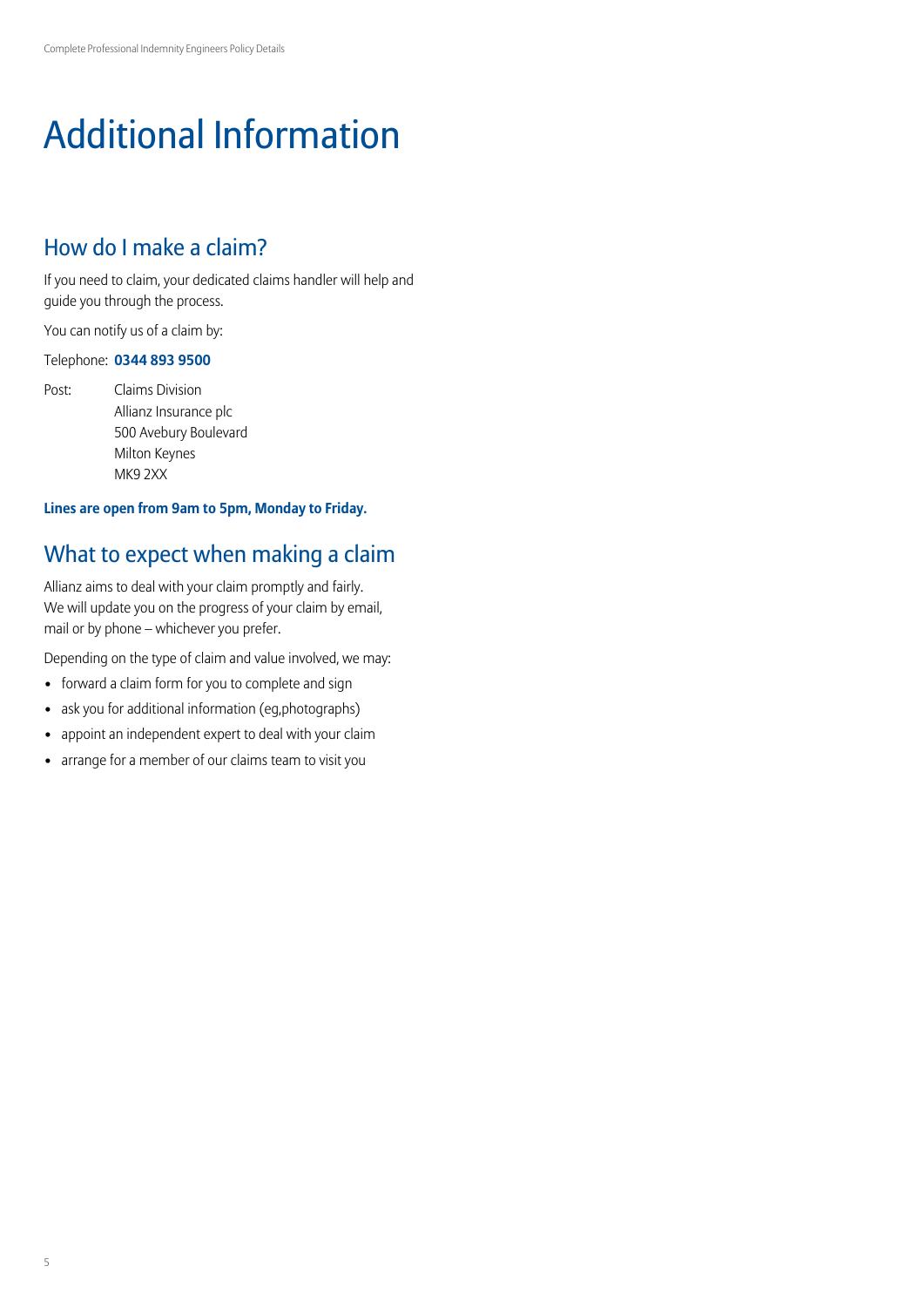# Additional Information

## How do I make a claim?

If you need to claim, your dedicated claims handler will help and guide you through the process.

You can notify us of a claim by:

Telephone: **0344 893 9500**

Post: Claims Division
Allianz Insurance plc
500 Avebury Boulevard
Milton Keynes
MK9 2XX

**Lines are open from 9am to 5pm, Monday to Friday.**

## What to expect when making a claim

Allianz aims to deal with your claim promptly and fairly. We will update you on the progress of your claim by email, mail or by phone – whichever you prefer.

Depending on the type of claim and value involved, we may:

- forward a claim form for you to complete and sign
- ask you for additional information (eg,photographs)
- appoint an independent expert to deal with your claim
- arrange for a member of our claims team to visit you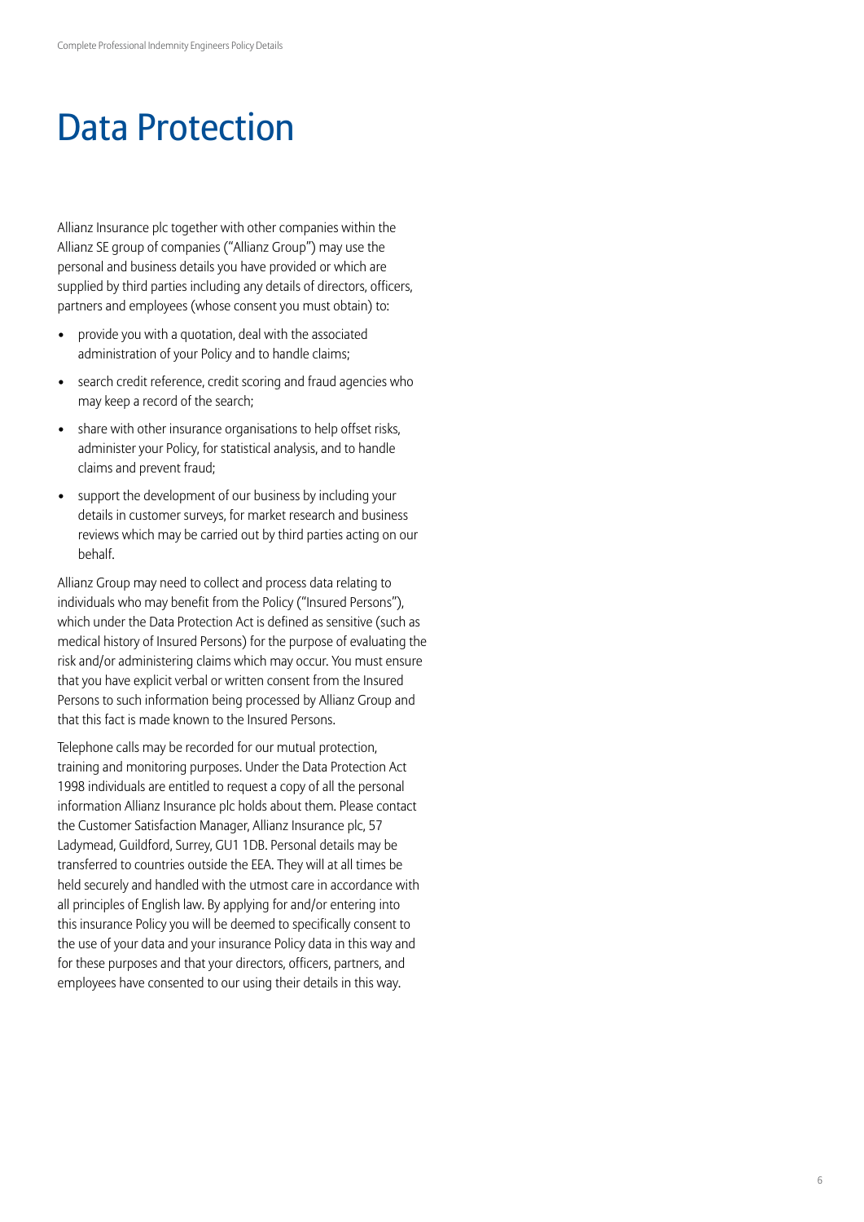# Data Protection

Allianz Insurance plc together with other companies within the Allianz SE group of companies ("Allianz Group") may use the personal and business details you have provided or which are supplied by third parties including any details of directors, officers, partners and employees (whose consent you must obtain) to:

- provide you with a quotation, deal with the associated administration of your Policy and to handle claims;
- search credit reference, credit scoring and fraud agencies who may keep a record of the search;
- share with other insurance organisations to help offset risks, administer your Policy, for statistical analysis, and to handle claims and prevent fraud;
- support the development of our business by including your details in customer surveys, for market research and business reviews which may be carried out by third parties acting on our behalf.

Allianz Group may need to collect and process data relating to individuals who may benefit from the Policy ("Insured Persons"), which under the Data Protection Act is defined as sensitive (such as medical history of Insured Persons) for the purpose of evaluating the risk and/or administering claims which may occur. You must ensure that you have explicit verbal or written consent from the Insured Persons to such information being processed by Allianz Group and that this fact is made known to the Insured Persons.

Telephone calls may be recorded for our mutual protection, training and monitoring purposes. Under the Data Protection Act 1998 individuals are entitled to request a copy of all the personal information Allianz Insurance plc holds about them. Please contact the Customer Satisfaction Manager, Allianz Insurance plc, 57 Ladymead, Guildford, Surrey, GU1 1DB. Personal details may be transferred to countries outside the EEA. They will at all times be held securely and handled with the utmost care in accordance with all principles of English law. By applying for and/or entering into this insurance Policy you will be deemed to specifically consent to the use of your data and your insurance Policy data in this way and for these purposes and that your directors, officers, partners, and employees have consented to our using their details in this way.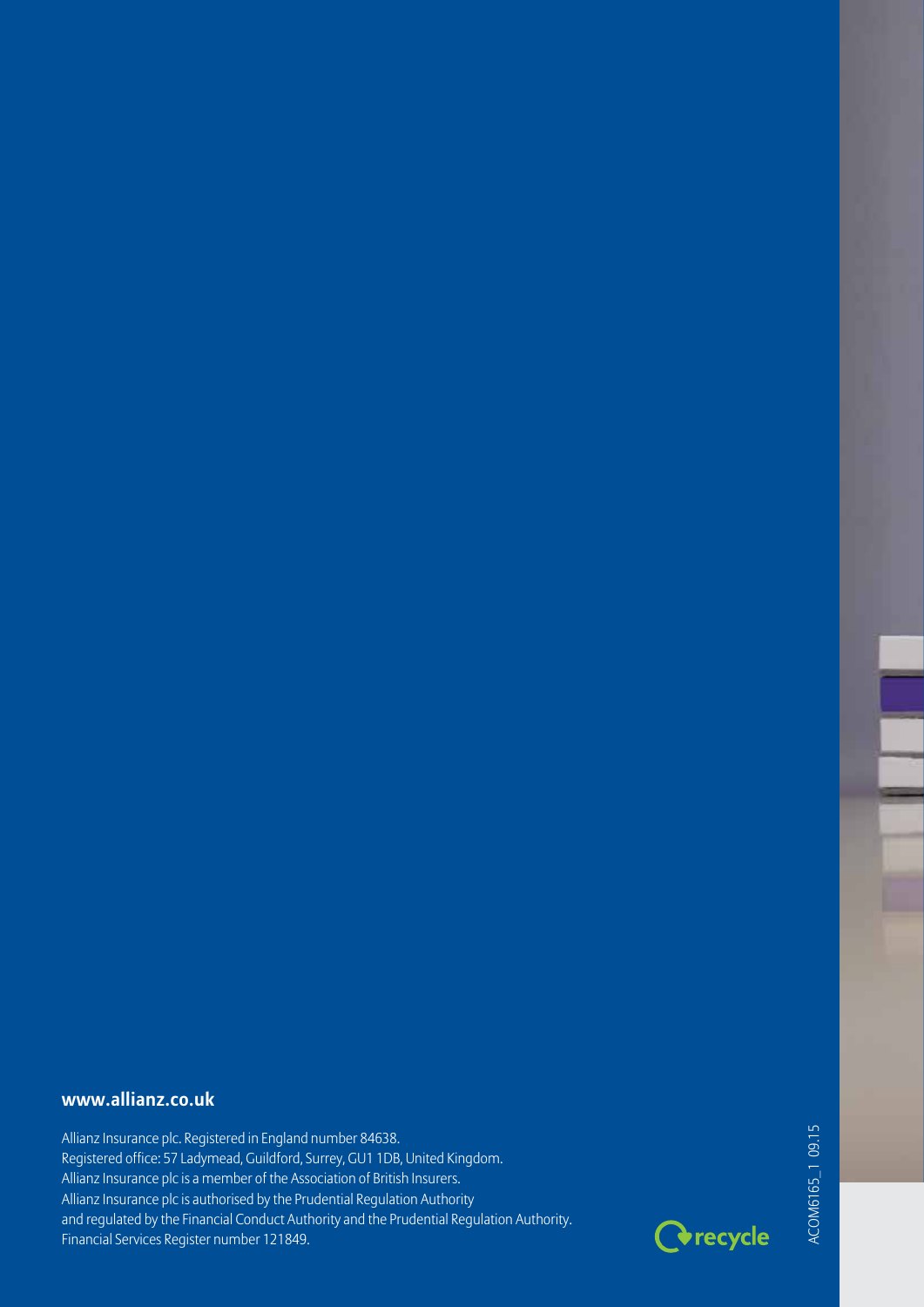**www.allianz.co.uk**

Allianz Insurance plc. Registered in England number 84638.
Registered office: 57 Ladymead, Guildford, Surrey, GU1 1DB, United Kingdom.
Allianz Insurance plc is a member of the Association of British Insurers.
Allianz Insurance plc is authorised by the Prudential Regulation Authority
and regulated by the Financial Conduct Authority and the Prudential Regulation Authority.
Financial Services Register number 121849.

recycle

ACOM6165_1 09.15